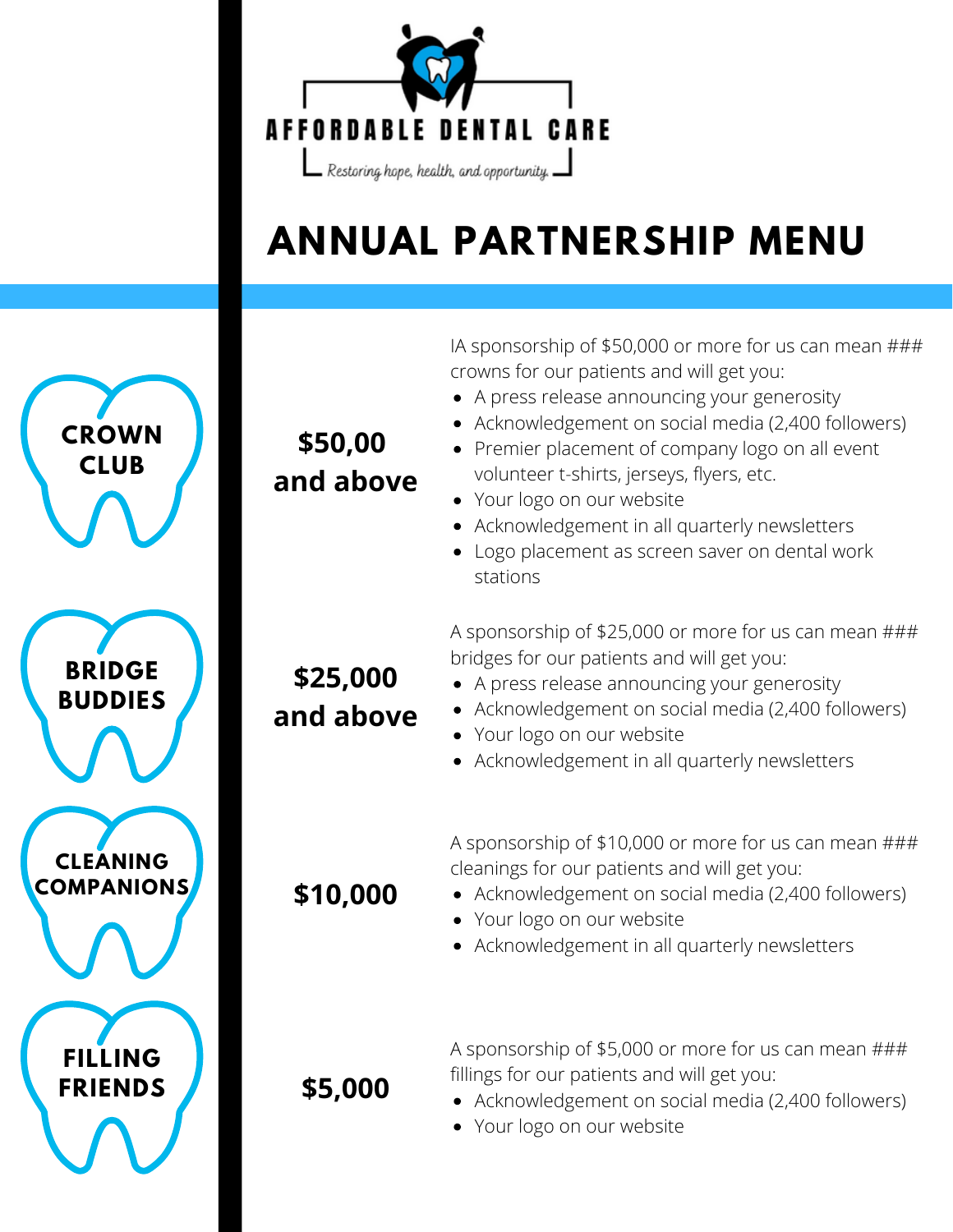AFFORDABLE DENTAL CARE

*Restoring hope, health, and opportunity.*

# ANNUAL PARTNERSHIP MENU

## CROWN CLUB

**$50,00 and above**

IA sponsorship of $50,000 or more for us can mean ### crowns for our patients and will get you:

- A press release announcing your generosity
- Acknowledgement on social media (2,400 followers)
- Premier placement of company logo on all event volunteer t-shirts, jerseys, flyers, etc.
- Your logo on our website
- Acknowledgement in all quarterly newsletters
- Logo placement as screen saver on dental work stations

## BRIDGE BUDDIES

**$25,000 and above**

A sponsorship of $25,000 or more for us can mean ### bridges for our patients and will get you:

- A press release announcing your generosity
- Acknowledgement on social media (2,400 followers)
- Your logo on our website
- Acknowledgement in all quarterly newsletters

## CLEANING COMPANIONS

**$10,000**

A sponsorship of $10,000 or more for us can mean ### cleanings for our patients and will get you:

- Acknowledgement on social media (2,400 followers)
- Your logo on our website
- Acknowledgement in all quarterly newsletters

## FILLING FRIENDS

**$5,000**

A sponsorship of $5,000 or more for us can mean ### fillings for our patients and will get you:

- Acknowledgement on social media (2,400 followers)
- Your logo on our website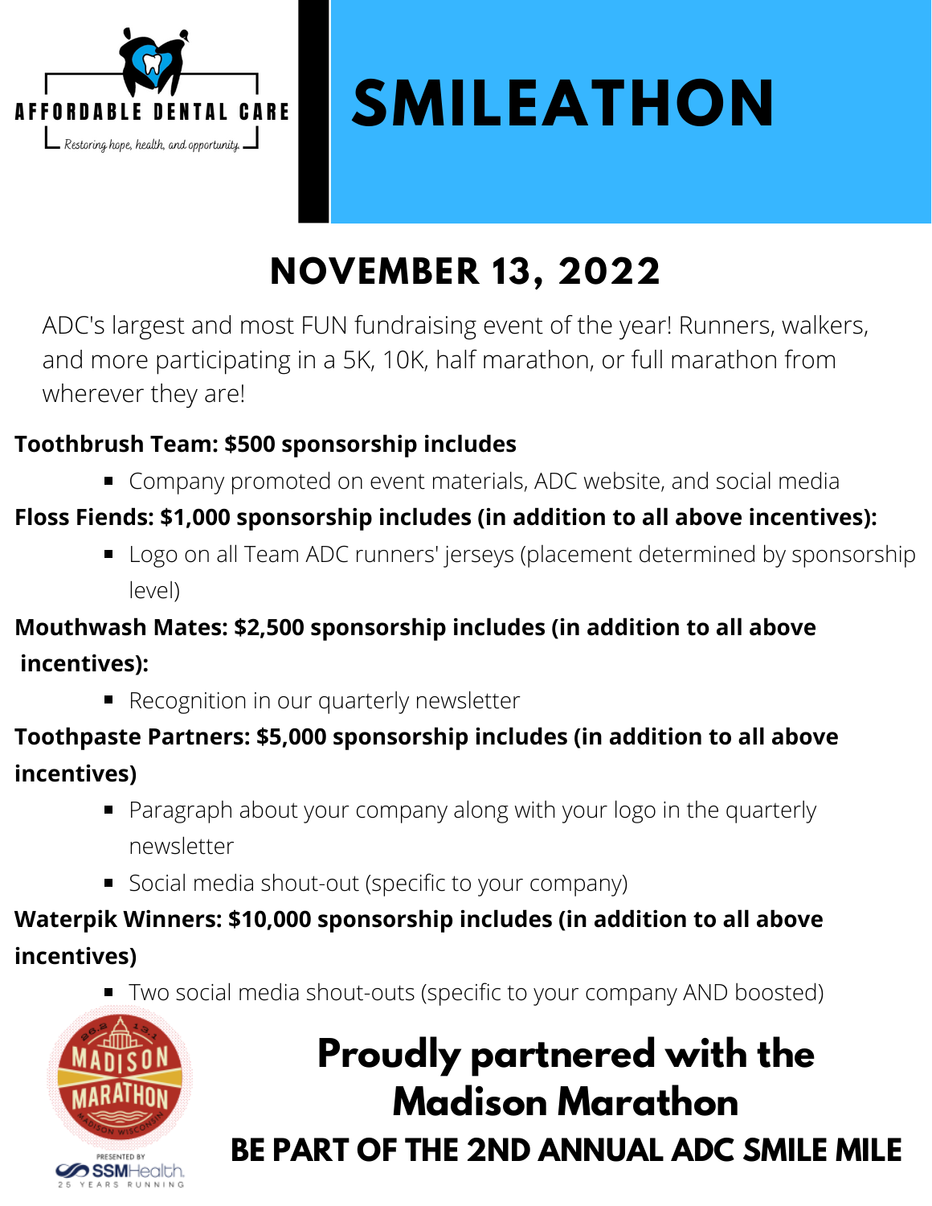AFFORDABLE DENTAL CARE

*Restoring hope, health, and opportunity.*

# SMILEATHON

## NOVEMBER 13, 2022

ADC's largest and most FUN fundraising event of the year! Runners, walkers, and more participating in a 5K, 10K, half marathon, or full marathon from wherever they are!

**Toothbrush Team: $500 sponsorship includes**

- Company promoted on event materials, ADC website, and social media

**Floss Fiends: $1,000 sponsorship includes (in addition to all above incentives):**

- Logo on all Team ADC runners' jerseys (placement determined by sponsorship level)

**Mouthwash Mates: $2,500 sponsorship includes (in addition to all above incentives):**

- Recognition in our quarterly newsletter

**Toothpaste Partners: $5,000 sponsorship includes (in addition to all above incentives)**

- Paragraph about your company along with your logo in the quarterly newsletter
- Social media shout-out (specific to your company)

**Waterpik Winners: $10,000 sponsorship includes (in addition to all above incentives)**

- Two social media shout-outs (specific to your company AND boosted)

Madison Marathon

Presented by SSM Health

25 Years Running

## Proudly partnered with the Madison Marathon

**BE PART OF THE 2ND ANNUAL ADC SMILE MILE**